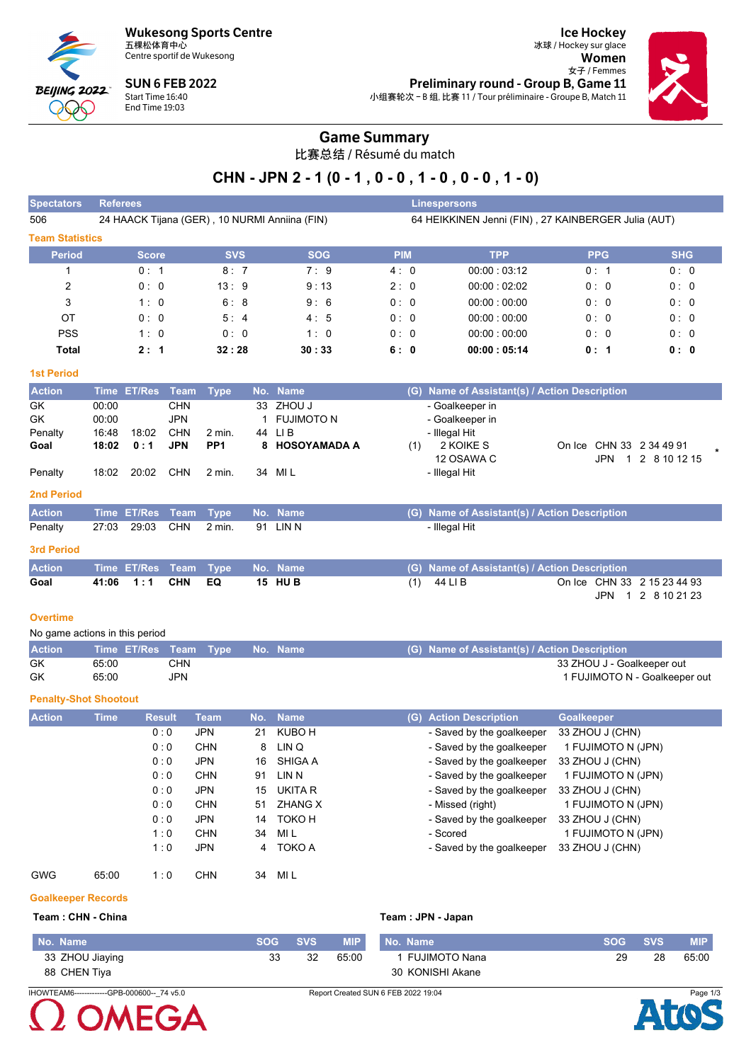Wukesong Sports Centre
五棵松体育中心
Centre sportif de Wukesong

SUN 6 FEB 2022
Start Time 16:40
End Time 19:03

Ice Hockey
冰球 / Hockey sur glace
Women
女子 / Femmes
Preliminary round - Group B, Game 11
小组赛轮次 – B 组, 比赛 11 / Tour préliminaire - Groupe B, Match 11

# Game Summary

比赛总结 / Résumé du match

## CHN - JPN 2 - 1 (0 - 1 , 0 - 0 , 1 - 0 , 0 - 0 , 1 - 0)

| Spectators | Referees | Linespersons |
|---|---|---|
| 506 | 24 HAACK Tijana (GER) , 10 NURMI Anniina (FIN) | 64 HEIKKINEN Jenni (FIN) , 27 KAINBERGER Julia (AUT) |

### Team Statistics

| Period | Score | SVS | SOG | PIM | TPP | PPG | SHG |
|---|---|---|---|---|---|---|---|
| 1 | 0 : 1 | 8 : 7 | 7 : 9 | 4 : 0 | 00:00 : 03:12 | 0 : 1 | 0 : 0 |
| 2 | 0 : 0 | 13 : 9 | 9 : 13 | 2 : 0 | 00:00 : 02:02 | 0 : 0 | 0 : 0 |
| 3 | 1 : 0 | 6 : 8 | 9 : 6 | 0 : 0 | 00:00 : 00:00 | 0 : 0 | 0 : 0 |
| OT | 0 : 0 | 5 : 4 | 4 : 5 | 0 : 0 | 00:00 : 00:00 | 0 : 0 | 0 : 0 |
| PSS | 1 : 0 | 0 : 0 | 1 : 0 | 0 : 0 | 00:00 : 00:00 | 0 : 0 | 0 : 0 |
| **Total** | **2 : 1** | **32 : 28** | **30 : 33** | **6 : 0** | **00:00 : 05:14** | **0 : 1** | **0 : 0** |

### 1st Period

| Action | Time | ET/Res | Team | Type | No. | Name | (G) | Name of Assistant(s) / Action Description | On Ice |
|---|---|---|---|---|---|---|---|---|---|
| GK | 00:00 | | CHN | | 33 | ZHOU J | | - Goalkeeper in | |
| GK | 00:00 | | JPN | | 1 | FUJIMOTO N | | - Goalkeeper in | |
| Penalty | 16:48 | 18:02 | CHN | 2 min. | 44 | LI B | | - Illegal Hit | |
| **Goal** | **18:02** | **0 : 1** | **JPN** | **PP1** | **8** | **HOSOYAMADA A** | (1) | 2 KOIKE S<br>12 OSAWA C | CHN 33 2 34 49 91<br>JPN 1 2 8 10 12 15 * |
| Penalty | 18:02 | 20:02 | CHN | 2 min. | 34 | MI L | | - Illegal Hit | |

### 2nd Period

| Action | Time | ET/Res | Team | Type | No. | Name | (G) | Name of Assistant(s) / Action Description |
|---|---|---|---|---|---|---|---|---|
| Penalty | 27:03 | 29:03 | CHN | 2 min. | 91 | LIN N | | - Illegal Hit |

### 3rd Period

| Action | Time | ET/Res | Team | Type | No. | Name | (G) | Name of Assistant(s) / Action Description | On Ice |
|---|---|---|---|---|---|---|---|---|---|
| **Goal** | **41:06** | **1 : 1** | **CHN** | **EQ** | **15** | **HU B** | (1) | 44 LI B | CHN 33 2 15 23 44 93<br>JPN 1 2 8 10 21 23 |

### Overtime

No game actions in this period

| Action | Time | ET/Res | Team | Type | No. | Name | (G) | Name of Assistant(s) / Action Description |
|---|---|---|---|---|---|---|---|---|
| GK | 65:00 | | CHN | | | | | 33 ZHOU J - Goalkeeper out |
| GK | 65:00 | | JPN | | | | | 1 FUJIMOTO N - Goalkeeper out |

### Penalty-Shot Shootout

| Action | Time | Result | Team | No. | Name | (G) | Action Description | Goalkeeper |
|---|---|---|---|---|---|---|---|---|
| | | 0 : 0 | JPN | 21 | KUBO H | | - Saved by the goalkeeper | 33 ZHOU J (CHN) |
| | | 0 : 0 | CHN | 8 | LIN Q | | - Saved by the goalkeeper | 1 FUJIMOTO N (JPN) |
| | | 0 : 0 | JPN | 16 | SHIGA A | | - Saved by the goalkeeper | 33 ZHOU J (CHN) |
| | | 0 : 0 | CHN | 91 | LIN N | | - Saved by the goalkeeper | 1 FUJIMOTO N (JPN) |
| | | 0 : 0 | JPN | 15 | UKITA R | | - Saved by the goalkeeper | 33 ZHOU J (CHN) |
| | | 0 : 0 | CHN | 51 | ZHANG X | | - Missed (right) | 1 FUJIMOTO N (JPN) |
| | | 0 : 0 | JPN | 14 | TOKO H | | - Saved by the goalkeeper | 33 ZHOU J (CHN) |
| | | 1 : 0 | CHN | 34 | MI L | | - Scored | 1 FUJIMOTO N (JPN) |
| | | 1 : 0 | JPN | 4 | TOKO A | | - Saved by the goalkeeper | 33 ZHOU J (CHN) |
| GWG | 65:00 | 1 : 0 | CHN | 34 | MI L | | | |

### Goalkeeper Records

**Team : CHN - China**

| No. Name | SOG | SVS | MIP |
|---|---|---|---|
| 33 ZHOU Jiaying | 33 | 32 | 65:00 |
| 88 CHEN Tiya | | | |

**Team : JPN - Japan**

| No. Name | SOG | SVS | MIP |
|---|---|---|---|
| 1 FUJIMOTO Nana | 29 | 28 | 65:00 |
| 30 KONISHI Akane | | | |

IHOWTEAM6------------GPB-000600--_74 v5.0 Report Created SUN 6 FEB 2022 19:04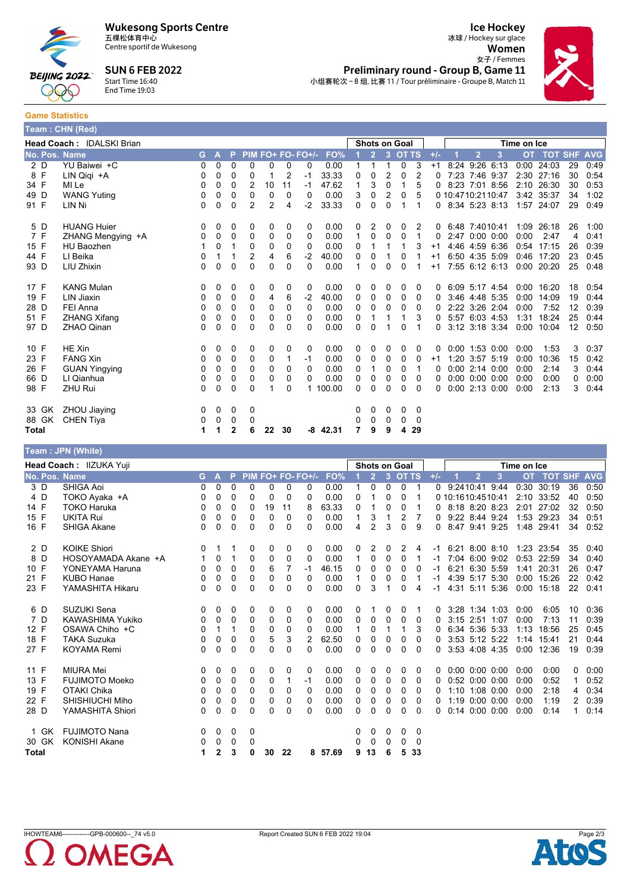**Wukesong Sports Centre**
五棵松体育中心
Centre sportif de Wukesong

**SUN 6 FEB 2022**
Start Time 16:40
End Time 19:03

**Ice Hockey**
冰球 / Hockey sur glace
**Women**
女子 / Femmes
**Preliminary round - Group B, Game 11**
小组赛轮次 - B 组, 比赛 11 / Tour préliminaire - Groupe B, Match 11

## Game Statistics

### Team : CHN (Red)

**Head Coach :** IDALSKI Brian

| No. | Pos. | Name | G | A | P | PIM | FO+ | FO- | FO+/- | FO% | SoG 1 | SoG 2 | SoG 3 | SoG OT | SoG TS | +/- | TOI 1 | TOI 2 | TOI 3 | TOI OT | TOT | SHF | AVG |
|---|---|---|---|---|---|---|---|---|---|---|---|---|---|---|---|---|---|---|---|---|---|---|---|
| 2 | D | YU Baiwei +C | 0 | 0 | 0 | 0 | 0 | 0 | 0 | 0.00 | 1 | 1 | 1 | 0 | 3 | +1 | 8:24 | 9:26 | 6:13 | 0:00 | 24:03 | 29 | 0:49 |
| 8 | F | LIN Qiqi +A | 0 | 0 | 0 | 0 | 1 | 2 | -1 | 33.33 | 0 | 0 | 2 | 0 | 2 | 0 | 7:23 | 7:46 | 9:37 | 2:30 | 27:16 | 30 | 0:54 |
| 34 | F | MI Le | 0 | 0 | 0 | 2 | 10 | 11 | -1 | 47.62 | 1 | 3 | 0 | 1 | 5 | 0 | 8:23 | 7:01 | 8:56 | 2:10 | 26:30 | 30 | 0:53 |
| 49 | D | WANG Yuting | 0 | 0 | 0 | 0 | 0 | 0 | 0 | 0.00 | 3 | 0 | 2 | 0 | 5 | 0 | 10:47 | 10:21 | 10:47 | 3:42 | 35:37 | 34 | 1:02 |
| 91 | F | LIN Ni | 0 | 0 | 0 | 2 | 2 | 4 | -2 | 33.33 | 0 | 0 | 0 | 1 | 1 | 0 | 8:34 | 5:23 | 8:13 | 1:57 | 24:07 | 29 | 0:49 |
| 5 | D | HUANG Huier | 0 | 0 | 0 | 0 | 0 | 0 | 0 | 0.00 | 0 | 2 | 0 | 0 | 2 | 0 | 6:48 | 7:40 | 10:41 | 1:09 | 26:18 | 26 | 1:00 |
| 7 | F | ZHANG Mengying +A | 0 | 0 | 0 | 0 | 0 | 0 | 0 | 0.00 | 1 | 0 | 0 | 0 | 1 | 0 | 2:47 | 0:00 | 0:00 | 0:00 | 2:47 | 4 | 0:41 |
| 15 | F | HU Baozhen | 1 | 0 | 1 | 0 | 0 | 0 | 0 | 0.00 | 0 | 1 | 1 | 1 | 3 | +1 | 4:46 | 4:59 | 6:36 | 0:54 | 17:15 | 26 | 0:39 |
| 44 | F | LI Beika | 0 | 1 | 1 | 2 | 4 | 6 | -2 | 40.00 | 0 | 0 | 1 | 0 | 1 | +1 | 6:50 | 4:35 | 5:09 | 0:46 | 17:20 | 23 | 0:45 |
| 93 | D | LIU Zhixin | 0 | 0 | 0 | 0 | 0 | 0 | 0 | 0.00 | 1 | 0 | 0 | 0 | 1 | +1 | 7:55 | 6:12 | 6:13 | 0:00 | 20:20 | 25 | 0:48 |
| 17 | F | KANG Mulan | 0 | 0 | 0 | 0 | 0 | 0 | 0 | 0.00 | 0 | 0 | 0 | 0 | 0 | 0 | 6:09 | 5:17 | 4:54 | 0:00 | 16:20 | 18 | 0:54 |
| 19 | F | LIN Jiaxin | 0 | 0 | 0 | 0 | 4 | 6 | -2 | 40.00 | 0 | 0 | 0 | 0 | 0 | 0 | 3:46 | 4:48 | 5:35 | 0:00 | 14:09 | 19 | 0:44 |
| 28 | D | FEI Anna | 0 | 0 | 0 | 0 | 0 | 0 | 0 | 0.00 | 0 | 0 | 0 | 0 | 0 | 0 | 2:22 | 3:26 | 2:04 | 0:00 | 7:52 | 12 | 0:39 |
| 51 | F | ZHANG Xifang | 0 | 0 | 0 | 0 | 0 | 0 | 0 | 0.00 | 0 | 1 | 1 | 1 | 3 | 0 | 5:57 | 6:03 | 4:53 | 1:31 | 18:24 | 25 | 0:44 |
| 97 | D | ZHAO Qinan | 0 | 0 | 0 | 0 | 0 | 0 | 0 | 0.00 | 0 | 0 | 1 | 0 | 1 | 0 | 3:12 | 3:18 | 3:34 | 0:00 | 10:04 | 12 | 0:50 |
| 10 | F | HE Xin | 0 | 0 | 0 | 0 | 0 | 0 | 0 | 0.00 | 0 | 0 | 0 | 0 | 0 | 0 | 0:00 | 1:53 | 0:00 | 0:00 | 1:53 | 3 | 0:37 |
| 23 | F | FANG Xin | 0 | 0 | 0 | 0 | 0 | 1 | -1 | 0.00 | 0 | 0 | 0 | 0 | 0 | +1 | 1:20 | 3:57 | 5:19 | 0:00 | 10:36 | 15 | 0:42 |
| 26 | F | GUAN Yingying | 0 | 0 | 0 | 0 | 0 | 0 | 0 | 0.00 | 0 | 1 | 0 | 0 | 1 | 0 | 0:00 | 2:14 | 0:00 | 0:00 | 2:14 | 3 | 0:44 |
| 66 | D | LI Qianhua | 0 | 0 | 0 | 0 | 0 | 0 | 0 | 0.00 | 0 | 0 | 0 | 0 | 0 | 0 | 0:00 | 0:00 | 0:00 | 0:00 | 0:00 | 0 | 0:00 |
| 98 | F | ZHU Rui | 0 | 0 | 0 | 0 | 1 | 0 | 1 | 100.00 | 0 | 0 | 0 | 0 | 0 | 0 | 0:00 | 2:13 | 0:00 | 0:00 | 2:13 | 3 | 0:44 |
| 33 | GK | ZHOU Jiaying | 0 | 0 | 0 | 0 | | | | | 0 | 0 | 0 | 0 | 0 | | | | | | | | |
| 88 | GK | CHEN Tiya | 0 | 0 | 0 | 0 | | | | | 0 | 0 | 0 | 0 | 0 | | | | | | | | |
| Total | | | 1 | 1 | 2 | 6 | 22 | 30 | -8 | 42.31 | 7 | 9 | 9 | 4 | 29 | | | | | | | | |

### Team : JPN (White)

**Head Coach :** IIZUKA Yuji

| No. | Pos. | Name | G | A | P | PIM | FO+ | FO- | FO+/- | FO% | SoG 1 | SoG 2 | SoG 3 | SoG OT | SoG TS | +/- | TOI 1 | TOI 2 | TOI 3 | TOI OT | TOT | SHF | AVG |
|---|---|---|---|---|---|---|---|---|---|---|---|---|---|---|---|---|---|---|---|---|---|---|---|
| 3 | D | SHIGA Aoi | 0 | 0 | 0 | 0 | 0 | 0 | 0 | 0.00 | 1 | 0 | 0 | 0 | 1 | 0 | 9:24 | 10:41 | 9:44 | 0:30 | 30:19 | 36 | 0:50 |
| 4 | D | TOKO Ayaka +A | 0 | 0 | 0 | 0 | 0 | 0 | 0 | 0.00 | 0 | 1 | 0 | 0 | 1 | 0 | 10:16 | 10:45 | 10:41 | 2:10 | 33:52 | 40 | 0:50 |
| 14 | F | TOKO Haruka | 0 | 0 | 0 | 0 | 19 | 11 | 8 | 63.33 | 0 | 1 | 0 | 0 | 1 | 0 | 8:18 | 8:20 | 8:23 | 2:01 | 27:02 | 32 | 0:50 |
| 15 | F | UKITA Rui | 0 | 0 | 0 | 0 | 0 | 0 | 0 | 0.00 | 1 | 3 | 1 | 2 | 7 | 0 | 9:22 | 8:44 | 9:24 | 1:53 | 29:23 | 34 | 0:51 |
| 16 | F | SHIGA Akane | 0 | 0 | 0 | 0 | 0 | 0 | 0 | 0.00 | 4 | 2 | 3 | 0 | 9 | 0 | 8:47 | 9:41 | 9:25 | 1:48 | 29:41 | 34 | 0:52 |
| 2 | D | KOIKE Shiori | 0 | 1 | 1 | 0 | 0 | 0 | 0 | 0.00 | 0 | 2 | 0 | 2 | 4 | -1 | 6:21 | 8:00 | 8:10 | 1:23 | 23:54 | 35 | 0:40 |
| 8 | D | HOSOYAMADA Akane +A | 1 | 0 | 1 | 0 | 0 | 0 | 0 | 0.00 | 1 | 0 | 0 | 0 | 1 | -1 | 7:04 | 6:00 | 9:02 | 0:53 | 22:59 | 34 | 0:40 |
| 10 | F | YONEYAMA Haruna | 0 | 0 | 0 | 0 | 6 | 7 | -1 | 46.15 | 0 | 0 | 0 | 0 | 0 | -1 | 6:21 | 6:30 | 5:59 | 1:41 | 20:31 | 26 | 0:47 |
| 21 | F | KUBO Hanae | 0 | 0 | 0 | 0 | 0 | 0 | 0 | 0.00 | 1 | 0 | 0 | 0 | 1 | -1 | 4:39 | 5:17 | 5:30 | 0:00 | 15:26 | 22 | 0:42 |
| 23 | F | YAMASHITA Hikaru | 0 | 0 | 0 | 0 | 0 | 0 | 0 | 0.00 | 0 | 3 | 1 | 0 | 4 | -1 | 4:31 | 5:11 | 5:36 | 0:00 | 15:18 | 22 | 0:41 |
| 6 | D | SUZUKI Sena | 0 | 0 | 0 | 0 | 0 | 0 | 0 | 0.00 | 0 | 1 | 0 | 0 | 1 | 0 | 3:28 | 1:34 | 1:03 | 0:00 | 6:05 | 10 | 0:36 |
| 7 | D | KAWASHIMA Yukiko | 0 | 0 | 0 | 0 | 0 | 0 | 0 | 0.00 | 0 | 0 | 0 | 0 | 0 | 0 | 3:15 | 2:51 | 1:07 | 0:00 | 7:13 | 11 | 0:39 |
| 12 | F | OSAWA Chiho +C | 0 | 1 | 1 | 0 | 0 | 0 | 0 | 0.00 | 1 | 0 | 1 | 1 | 3 | 0 | 6:34 | 5:36 | 5:33 | 1:13 | 18:56 | 25 | 0:45 |
| 18 | F | TAKA Suzuka | 0 | 0 | 0 | 0 | 5 | 3 | 2 | 62.50 | 0 | 0 | 0 | 0 | 0 | 0 | 3:53 | 5:12 | 5:22 | 1:14 | 15:41 | 21 | 0:44 |
| 27 | F | KOYAMA Remi | 0 | 0 | 0 | 0 | 0 | 0 | 0 | 0.00 | 0 | 0 | 0 | 0 | 0 | 0 | 3:53 | 4:08 | 4:35 | 0:00 | 12:36 | 19 | 0:39 |
| 11 | F | MIURA Mei | 0 | 0 | 0 | 0 | 0 | 0 | 0 | 0.00 | 0 | 0 | 0 | 0 | 0 | 0 | 0:00 | 0:00 | 0:00 | 0:00 | 0:00 | 0 | 0:00 |
| 13 | F | FUJIMOTO Moeko | 0 | 0 | 0 | 0 | 0 | 1 | -1 | 0.00 | 0 | 0 | 0 | 0 | 0 | 0 | 0:52 | 0:00 | 0:00 | 0:00 | 0:52 | 1 | 0:52 |
| 19 | F | OTAKI Chika | 0 | 0 | 0 | 0 | 0 | 0 | 0 | 0.00 | 0 | 0 | 0 | 0 | 0 | 0 | 1:10 | 1:08 | 0:00 | 0:00 | 2:18 | 4 | 0:34 |
| 22 | F | SHISHIUCHI Miho | 0 | 0 | 0 | 0 | 0 | 0 | 0 | 0.00 | 0 | 0 | 0 | 0 | 0 | 0 | 1:19 | 0:00 | 0:00 | 0:00 | 1:19 | 2 | 0:39 |
| 28 | D | YAMASHITA Shiori | 0 | 0 | 0 | 0 | 0 | 0 | 0 | 0.00 | 0 | 0 | 0 | 0 | 0 | 0 | 0:14 | 0:00 | 0:00 | 0:00 | 0:14 | 1 | 0:14 |
| 1 | GK | FUJIMOTO Nana | 0 | 0 | 0 | 0 | | | | | 0 | 0 | 0 | 0 | 0 | | | | | | | | |
| 30 | GK | KONISHI Akane | 0 | 0 | 0 | 0 | | | | | 0 | 0 | 0 | 0 | 0 | | | | | | | | |
| Total | | | 1 | 2 | 3 | 0 | 30 | 22 | 8 | 57.69 | 9 | 13 | 6 | 5 | 33 | | | | | | | | |

IHOWTEAM6------------GPB-000600--_74 v5.0 Report Created SUN 6 FEB 2022 19:04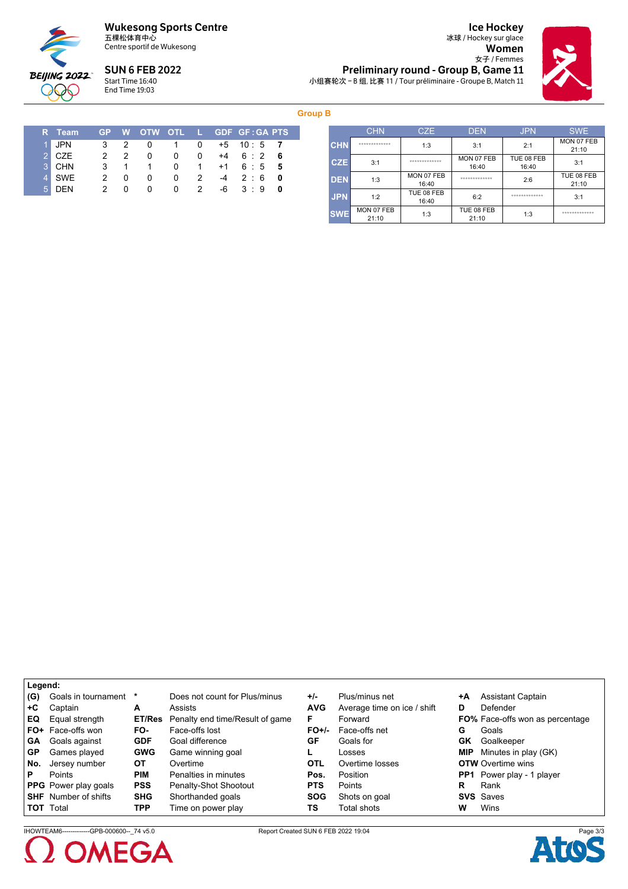# Wukesong Sports Centre

五棵松体育中心

Centre sportif de Wukesong

## SUN 6 FEB 2022

Start Time 16:40

End Time 19:03

# Ice Hockey

冰球 / Hockey sur glace

## Women

女子 / Femmes

## Preliminary round - Group B, Game 11

小组赛轮次 – B 组, 比赛 11 / Tour préliminaire - Groupe B, Match 11

**Group B**

| R | Team | GP | W | OTW | OTL | L | GDF | GF : GA | PTS |
|---|---|---|---|---|---|---|---|---|---|
| 1 | JPN | 3 | 2 | 0 | 1 | 0 | +5 | 10 : 5 | 7 |
| 2 | CZE | 2 | 2 | 0 | 0 | 0 | +4 | 6 : 2 | 6 |
| 3 | CHN | 3 | 1 | 1 | 0 | 1 | +1 | 6 : 5 | 5 |
| 4 | SWE | 2 | 0 | 0 | 0 | 2 | -4 | 2 : 6 | 0 |
| 5 | DEN | 2 | 0 | 0 | 0 | 2 | -6 | 3 : 9 | 0 |

| | CHN | CZE | DEN | JPN | SWE |
|---|---|---|---|---|---|
| CHN | ************* | 1:3 | 3:1 | 2:1 | MON 07 FEB 21:10 |
| CZE | 3:1 | ************* | MON 07 FEB 16:40 | TUE 08 FEB 16:40 | 3:1 |
| DEN | 1:3 | MON 07 FEB 16:40 | ************* | 2:6 | TUE 08 FEB 21:10 |
| JPN | 1:2 | TUE 08 FEB 16:40 | 6:2 | ************* | 3:1 |
| SWE | MON 07 FEB 21:10 | 1:3 | TUE 08 FEB 21:10 | 1:3 | ************* |

**Legend:**

| | | | | | | | |
|---|---|---|---|---|---|---|---|
| (G) | Goals in tournament | * | Does not count for Plus/minus | +/- | Plus/minus net | +A | Assistant Captain |
| +C | Captain | A | Assists | AVG | Average time on ice / shift | D | Defender |
| EQ | Equal strength | ET/Res | Penalty end time/Result of game | F | Forward | FO% | Face-offs won as percentage |
| FO+ | Face-offs won | FO- | Face-offs lost | FO+/- | Face-offs net | G | Goals |
| GA | Goals against | GDF | Goal difference | GF | Goals for | GK | Goalkeeper |
| GP | Games played | GWG | Game winning goal | L | Losses | MIP | Minutes in play (GK) |
| No. | Jersey number | OT | Overtime | OTL | Overtime losses | OTW | Overtime wins |
| P | Points | PIM | Penalties in minutes | Pos. | Position | PP1 | Power play - 1 player |
| PPG | Power play goals | PSS | Penalty-Shot Shootout | PTS | Points | R | Rank |
| SHF | Number of shifts | SHG | Shorthanded goals | SOG | Shots on goal | SVS | Saves |
| TOT | Total | TPP | Time on power play | TS | Total shots | W | Wins |

IHOWTEAM6-------------GPB-000600--_74 v5.0

Report Created SUN 6 FEB 2022 19:04